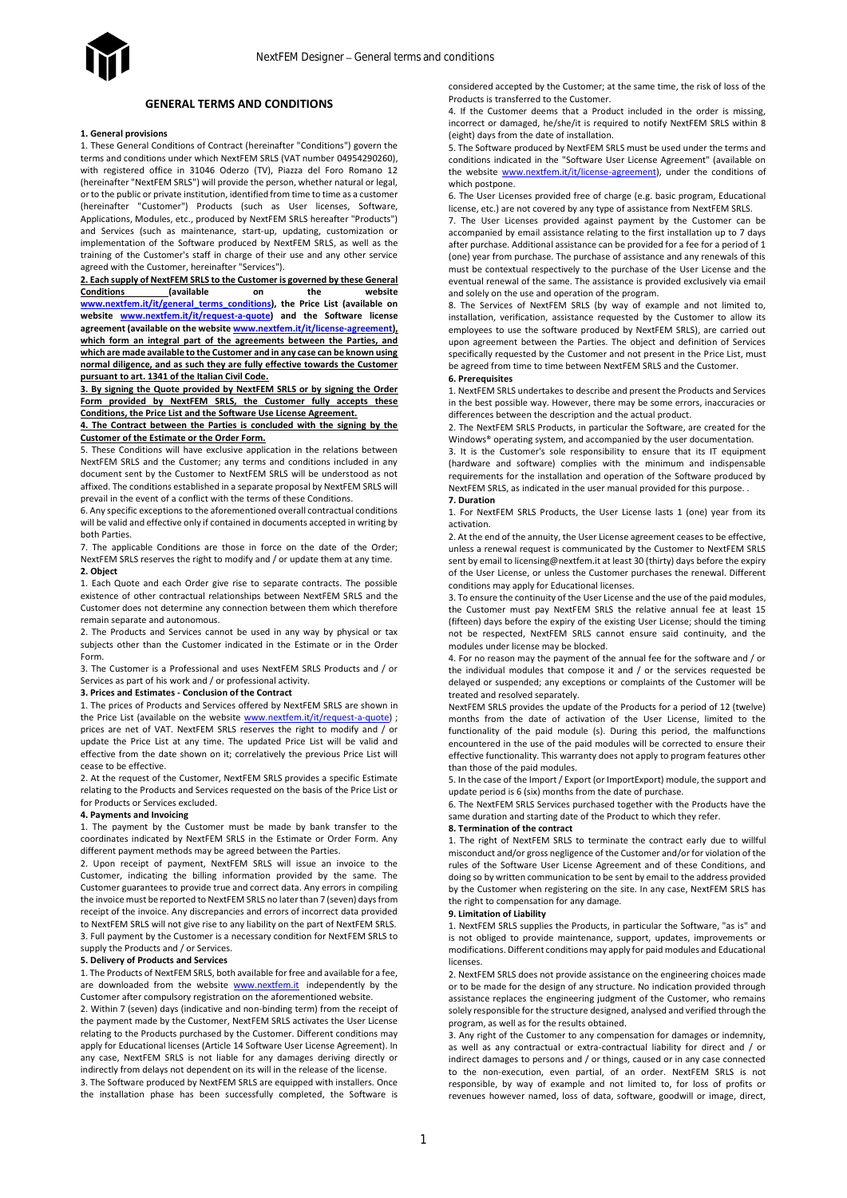## GENERAL TERMS AND CONDITIONS

**1. General provisions**

1. These General Conditions of Contract (hereinafter "Conditions") govern the terms and conditions under which NextFEM SRLS (VAT number 04954290260), with registered office in 31046 Oderzo (TV), Piazza del Foro Romano 12 (hereinafter "NextFEM SRLS") will provide the person, whether natural or legal, or to the public or private institution, identified from time to time as a customer (hereinafter "Customer") Products (such as User licenses, Software, Applications, Modules, etc., produced by NextFEM SRLS hereafter "Products") and Services (such as maintenance, start-up, updating, customization or implementation of the Software produced by NextFEM SRLS, as well as the training of the Customer's staff in charge of their use and any other service agreed with the Customer, hereinafter "Services").

**2. Each supply of NextFEM SRLS to the Customer is governed by these General Conditions (available on the website www.nextfem.it/it/general_terms_conditions), the Price List (available on website www.nextfem.it/it/request-a-quote) and the Software license agreement (available on the website www.nextfem.it/it/license-agreement), which form an integral part of the agreements between the Parties, and which are made available to the Customer and in any case can be known using normal diligence, and as such they are fully effective towards the Customer pursuant to art. 1341 of the Italian Civil Code.**

**3. By signing the Quote provided by NextFEM SRLS or by signing the Order Form provided by NextFEM SRLS, the Customer fully accepts these Conditions, the Price List and the Software Use License Agreement.**

**4. The Contract between the Parties is concluded with the signing by the Customer of the Estimate or the Order Form.**

5. These Conditions will have exclusive application in the relations between NextFEM SRLS and the Customer; any terms and conditions included in any document sent by the Customer to NextFEM SRLS will be understood as not affixed. The conditions established in a separate proposal by NextFEM SRLS will prevail in the event of a conflict with the terms of these Conditions.

6. Any specific exceptions to the aforementioned overall contractual conditions will be valid and effective only if contained in documents accepted in writing by both Parties.

7. The applicable Conditions are those in force on the date of the Order; NextFEM SRLS reserves the right to modify and / or update them at any time.

**2. Object**

1. Each Quote and each Order give rise to separate contracts. The possible existence of other contractual relationships between NextFEM SRLS and the Customer does not determine any connection between them which therefore remain separate and autonomous.

2. The Products and Services cannot be used in any way by physical or tax subjects other than the Customer indicated in the Estimate or in the Order Form.

3. The Customer is a Professional and uses NextFEM SRLS Products and / or Services as part of his work and / or professional activity.

**3. Prices and Estimates - Conclusion of the Contract**

1. The prices of Products and Services offered by NextFEM SRLS are shown in the Price List (available on the website www.nextfem.it/it/request-a-quote) ; prices are net of VAT. NextFEM SRLS reserves the right to modify and / or update the Price List at any time. The updated Price List will be valid and effective from the date shown on it; correlatively the previous Price List will cease to be effective.

2. At the request of the Customer, NextFEM SRLS provides a specific Estimate relating to the Products and Services requested on the basis of the Price List or for Products or Services excluded.

**4. Payments and Invoicing**

1. The payment by the Customer must be made by bank transfer to the coordinates indicated by NextFEM SRLS in the Estimate or Order Form. Any different payment methods may be agreed between the Parties.

2. Upon receipt of payment, NextFEM SRLS will issue an invoice to the Customer, indicating the billing information provided by the same. The Customer guarantees to provide true and correct data. Any errors in compiling the invoice must be reported to NextFEM SRLS no later than 7 (seven) days from receipt of the invoice. Any discrepancies and errors of incorrect data provided to NextFEM SRLS will not give rise to any liability on the part of NextFEM SRLS.

3. Full payment by the Customer is a necessary condition for NextFEM SRLS to supply the Products and / or Services.

**5. Delivery of Products and Services**

1. The Products of NextFEM SRLS, both available for free and available for a fee, are downloaded from the website www.nextfem.it independently by the Customer after compulsory registration on the aforementioned website.

2. Within 7 (seven) days (indicative and non-binding term) from the receipt of the payment made by the Customer, NextFEM SRLS activates the User License relating to the Products purchased by the Customer. Different conditions may apply for Educational licenses (Article 14 Software User License Agreement). In any case, NextFEM SRLS is not liable for any damages deriving directly or indirectly from delays not dependent on its will in the release of the license.

3. The Software produced by NextFEM SRLS are equipped with installers. Once the installation phase has been successfully completed, the Software is considered accepted by the Customer; at the same time, the risk of loss of the Products is transferred to the Customer.

4. If the Customer deems that a Product included in the order is missing, incorrect or damaged, he/she/it is required to notify NextFEM SRLS within 8 (eight) days from the date of installation.

5. The Software produced by NextFEM SRLS must be used under the terms and conditions indicated in the "Software User License Agreement" (available on the website www.nextfem.it/it/license-agreement), under the conditions of which postpone.

6. The User Licenses provided free of charge (e.g. basic program, Educational license, etc.) are not covered by any type of assistance from NextFEM SRLS.

7. The User Licenses provided against payment by the Customer can be accompanied by email assistance relating to the first installation up to 7 days after purchase. Additional assistance can be provided for a fee for a period of 1 (one) year from purchase. The purchase of assistance and any renewals of this must be contextual respectively to the purchase of the User License and the eventual renewal of the same. The assistance is provided exclusively via email and solely on the use and operation of the program.

8. The Services of NextFEM SRLS (by way of example and not limited to, installation, verification, assistance requested by the Customer to allow its employees to use the software produced by NextFEM SRLS), are carried out upon agreement between the Parties. The object and definition of Services specifically requested by the Customer and not present in the Price List, must be agreed from time to time between NextFEM SRLS and the Customer.

**6. Prerequisites**

1. NextFEM SRLS undertakes to describe and present the Products and Services in the best possible way. However, there may be some errors, inaccuracies or differences between the description and the actual product.

2. The NextFEM SRLS Products, in particular the Software, are created for the Windows® operating system, and accompanied by the user documentation.

3. It is the Customer's sole responsibility to ensure that its IT equipment (hardware and software) complies with the minimum and indispensable requirements for the installation and operation of the Software produced by NextFEM SRLS, as indicated in the user manual provided for this purpose. .

**7. Duration**

1. For NextFEM SRLS Products, the User License lasts 1 (one) year from its activation.

2. At the end of the annuity, the User License agreement ceases to be effective, unless a renewal request is communicated by the Customer to NextFEM SRLS sent by email to licensing@nextfem.it at least 30 (thirty) days before the expiry of the User License, or unless the Customer purchases the renewal. Different conditions may apply for Educational licenses.

3. To ensure the continuity of the User License and the use of the paid modules, the Customer must pay NextFEM SRLS the relative annual fee at least 15 (fifteen) days before the expiry of the existing User License; should the timing not be respected, NextFEM SRLS cannot ensure said continuity, and the modules under license may be blocked.

4. For no reason may the payment of the annual fee for the software and / or the individual modules that compose it and / or the services requested be delayed or suspended; any exceptions or complaints of the Customer will be treated and resolved separately.

NextFEM SRLS provides the update of the Products for a period of 12 (twelve) months from the date of activation of the User License, limited to the functionality of the paid module (s). During this period, the malfunctions encountered in the use of the paid modules will be corrected to ensure their effective functionality. This warranty does not apply to program features other than those of the paid modules.

5. In the case of the Import / Export (or ImportExport) module, the support and update period is 6 (six) months from the date of purchase.

6. The NextFEM SRLS Services purchased together with the Products have the same duration and starting date of the Product to which they refer.

**8. Termination of the contract**

1. The right of NextFEM SRLS to terminate the contract early due to willful misconduct and/or gross negligence of the Customer and/or for violation of the rules of the Software User License Agreement and of these Conditions, and doing so by written communication to be sent by email to the address provided by the Customer when registering on the site. In any case, NextFEM SRLS has the right to compensation for any damage.

**9. Limitation of Liability**

1. NextFEM SRLS supplies the Products, in particular the Software, "as is" and is not obliged to provide maintenance, support, updates, improvements or modifications. Different conditions may apply for paid modules and Educational licenses.

2. NextFEM SRLS does not provide assistance on the engineering choices made or to be made for the design of any structure. No indication provided through assistance replaces the engineering judgment of the Customer, who remains solely responsible for the structure designed, analysed and verified through the program, as well as for the results obtained.

3. Any right of the Customer to any compensation for damages or indemnity, as well as any contractual or extra-contractual liability for direct and / or indirect damages to persons and / or things, caused or in any case connected to the non-execution, even partial, of an order. NextFEM SRLS is not responsible, by way of example and not limited to, for loss of profits or revenues however named, loss of data, software, goodwill or image, direct,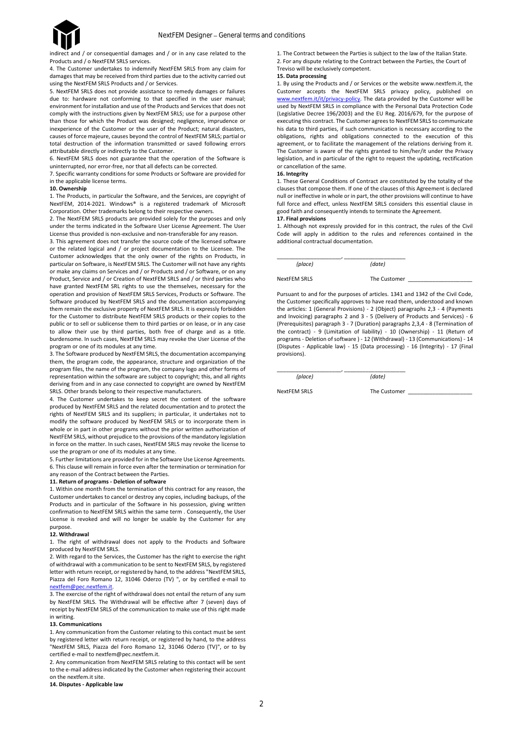indirect and / or consequential damages and / or in any case related to the Products and / o NextFEM SRLS services.

4. The Customer undertakes to indemnify NextFEM SRLS from any claim for damages that may be received from third parties due to the activity carried out using the NextFEM SRLS Products and / or Services.

5. NextFEM SRLS does not provide assistance to remedy damages or failures due to: hardware not conforming to that specified in the user manual; environment for installation and use of the Products and Services that does not comply with the instructions given by NextFEM SRLS; use for a purpose other than those for which the Product was designed; negligence, imprudence or inexperience of the Customer or the user of the Product; natural disasters, causes of force majeure, causes beyond the control of NextFEM SRLS; partial or total destruction of the information transmitted or saved following errors attributable directly or indirectly to the Customer.

6. NextFEM SRLS does not guarantee that the operation of the Software is uninterrupted, nor error-free, nor that all defects can be corrected.

7. Specific warranty conditions for some Products or Software are provided for in the applicable license terms.

**10. Ownership**

1. The Products, in particular the Software, and the Services, are copyright of NextFEM, 2014-2021. Windows® is a registered trademark of Microsoft Corporation. Other trademarks belong to their respective owners.

2. The NextFEM SRLS products are provided solely for the purposes and only under the terms indicated in the Software User License Agreement. The User License thus provided is non-exclusive and non-transferable for any reason.

3. This agreement does not transfer the source code of the licensed software or the related logical and / or project documentation to the Licensee. The Customer acknowledges that the only owner of the rights on Products, in particular on Software, is NextFEM SRLS. The Customer will not have any rights or make any claims on Services and / or Products and / or Software, or on any Product, Service and / or Creation of NextFEM SRLS and / or third parties who have granted NextFEM SRL rights to use the themselves, necessary for the operation and provision of NextFEM SRLS Services, Products or Software. The Software produced by NextFEM SRLS and the documentation accompanying them remain the exclusive property of NextFEM SRLS. It is expressly forbidden for the Customer to distribute NextFEM SRLS products or their copies to the public or to sell or sublicense them to third parties or on lease, or in any case to allow their use by third parties, both free of charge and as a title. burdensome. In such cases, NextFEM SRLS may revoke the User License of the program or one of its modules at any time.

3. The Software produced by NextFEM SRLS, the documentation accompanying them, the program code, the appearance, structure and organization of the program files, the name of the program, the company logo and other forms of representation within the software are subject to copyright; this, and all rights deriving from and in any case connected to copyright are owned by NextFEM SRLS. Other brands belong to their respective manufacturers.

4. The Customer undertakes to keep secret the content of the software produced by NextFEM SRLS and the related documentation and to protect the rights of NextFEM SRLS and its suppliers; in particular, it undertakes not to modify the software produced by NextFEM SRLS or to incorporate them in whole or in part in other programs without the prior written authorization of NextFEM SRLS, without prejudice to the provisions of the mandatory legislation in force on the matter. In such cases, NextFEM SRLS may revoke the license to use the program or one of its modules at any time.

5. Further limitations are provided for in the Software Use License Agreements.

6. This clause will remain in force even after the termination or termination for any reason of the Contract between the Parties.

**11. Return of programs - Deletion of software**

1. Within one month from the termination of this contract for any reason, the Customer undertakes to cancel or destroy any copies, including backups, of the Products and in particular of the Software in his possession, giving written confirmation to NextFEM SRLS within the same term . Consequently, the User License is revoked and will no longer be usable by the Customer for any purpose.

**12. Withdrawal**

1. The right of withdrawal does not apply to the Products and Software produced by NextFEM SRLS.

2. With regard to the Services, the Customer has the right to exercise the right of withdrawal with a communication to be sent to NextFEM SRLS, by registered letter with return receipt, or registered by hand, to the address "NextFEM SRLS, Piazza del Foro Romano 12, 31046 Oderzo (TV) ", or by certified e-mail to nextfem@pec.nextfem.it.

3. The exercise of the right of withdrawal does not entail the return of any sum by NextFEM SRLS. The Withdrawal will be effective after 7 (seven) days of receipt by NextFEM SRLS of the communication to make use of this right made in writing.

**13. Communications**

1. Any communication from the Customer relating to this contact must be sent by registered letter with return receipt, or registered by hand, to the address "NextFEM SRLS, Piazza del Foro Romano 12, 31046 Oderzo (TV)", or to by certified e-mail to nextfem@pec.nextfem.it.

2. Any communication from NextFEM SRLS relating to this contact will be sent to the e-mail address indicated by the Customer when registering their account on the nextfem.it site.

**14. Disputes - Applicable law**

1. The Contract between the Parties is subject to the law of the Italian State.

2. For any dispute relating to the Contract between the Parties, the Court of Treviso will be exclusively competent.

**15. Data processing**

1. By using the Products and / or Services or the website www.nextfem.it, the Customer accepts the NextFEM SRLS privacy policy, published on www.nextfem.it/it/privacy-policy. The data provided by the Customer will be used by NextFEM SRLS in compliance with the Personal Data Protection Code (Legislative Decree 196/2003) and the EU Reg. 2016/679, for the purpose of executing this contract. The Customer agrees to NextFEM SRLS to communicate his data to third parties, if such communication is necessary according to the obligations, rights and obligations connected to the execution of this agreement, or to facilitate the management of the relations deriving from it. The Customer is aware of the rights granted to him/her/it under the Privacy legislation, and in particular of the right to request the updating, rectification or cancellation of the same.

**16. Integrity**

1. These General Conditions of Contract are constituted by the totality of the clauses that compose them. If one of the clauses of this Agreement is declared null or ineffective in whole or in part, the other provisions will continue to have full force and effect, unless NextFEM SRLS considers this essential clause in good faith and consequently intends to terminate the Agreement.

**17. Final provisions**

1. Although not expressly provided for in this contract, the rules of the Civil Code will apply in addition to the rules and references contained in the additional contractual documentation.

_____________________, ____________________

*(place)* *(date)*

NextFEM SRLS The Customer ____________________

Pursuant to and for the purposes of articles. 1341 and 1342 of the Civil Code, the Customer specifically approves to have read them, understood and known the articles: 1 (General Provisions) - 2 (Object) paragraphs 2,3 - 4 (Payments and Invoicing) paragraphs 2 and 3 - 5 (Delivery of Products and Services) - 6 (Prerequisites) paragraph 3 - 7 (Duration) paragraphs 2,3,4 - 8 (Termination of the contract) - 9 (Limitation of liability) - 10 (Ownership) - 11 (Return of programs - Deletion of software ) - 12 (Withdrawal) - 13 (Communications) - 14 (Disputes - Applicable law) - 15 (Data processing) - 16 (Integrity) - 17 (Final provisions).

_____________________, ____________________

*(place)* *(date)*

NextFEM SRLS The Customer ____________________